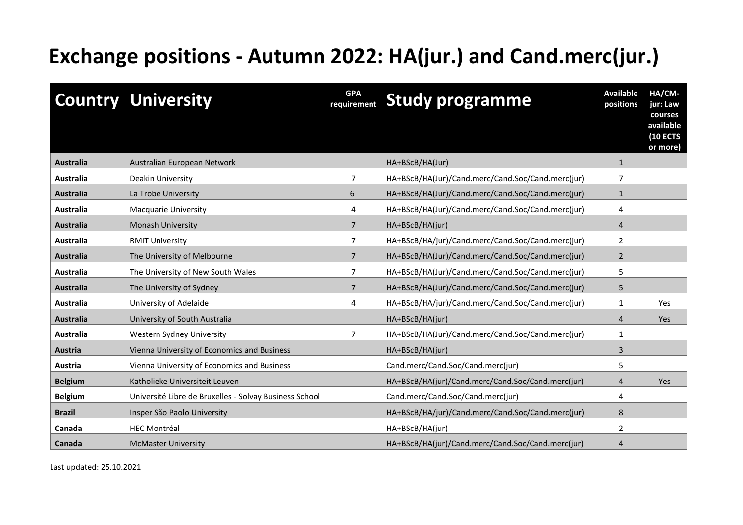# Exchange positions - Autumn 2022: HA(jur.) and Cand.merc(jur.)

| Country | University | GPA requirement | Study programme | Available positions | HA/CM-jur: Law courses available (10 ECTS or more) |
|---|---|---|---|---|---|
| **Australia** | Australian European Network | | HA+BScB/HA(Jur) | 1 | |
| **Australia** | Deakin University | 7 | HA+BScB/HA(Jur)/Cand.merc/Cand.Soc/Cand.merc(jur) | 7 | |
| **Australia** | La Trobe University | 6 | HA+BScB/HA(Jur)/Cand.merc/Cand.Soc/Cand.merc(jur) | 1 | |
| **Australia** | Macquarie University | 4 | HA+BScB/HA(Jur)/Cand.merc/Cand.Soc/Cand.merc(jur) | 4 | |
| **Australia** | Monash University | 7 | HA+BScB/HA(jur) | 4 | |
| **Australia** | RMIT University | 7 | HA+BScB/HA/jur)/Cand.merc/Cand.Soc/Cand.merc(jur) | 2 | |
| **Australia** | The University of Melbourne | 7 | HA+BScB/HA(Jur)/Cand.merc/Cand.Soc/Cand.merc(jur) | 2 | |
| **Australia** | The University of New South Wales | 7 | HA+BScB/HA(Jur)/Cand.merc/Cand.Soc/Cand.merc(jur) | 5 | |
| **Australia** | The University of Sydney | 7 | HA+BScB/HA(Jur)/Cand.merc/Cand.Soc/Cand.merc(jur) | 5 | |
| **Australia** | University of Adelaide | 4 | HA+BScB/HA/jur)/Cand.merc/Cand.Soc/Cand.merc(jur) | 1 | Yes |
| **Australia** | University of South Australia | | HA+BScB/HA(jur) | 4 | Yes |
| **Australia** | Western Sydney University | 7 | HA+BScB/HA(Jur)/Cand.merc/Cand.Soc/Cand.merc(jur) | 1 | |
| **Austria** | Vienna University of Economics and Business | | HA+BScB/HA(jur) | 3 | |
| **Austria** | Vienna University of Economics and Business | | Cand.merc/Cand.Soc/Cand.merc(jur) | 5 | |
| **Belgium** | Katholieke Universiteit Leuven | | HA+BScB/HA(jur)/Cand.merc/Cand.Soc/Cand.merc(jur) | 4 | Yes |
| **Belgium** | Université Libre de Bruxelles - Solvay Business School | | Cand.merc/Cand.Soc/Cand.merc(jur) | 4 | |
| **Brazil** | Insper São Paolo University | | HA+BScB/HA/jur)/Cand.merc/Cand.Soc/Cand.merc(jur) | 8 | |
| **Canada** | HEC Montréal | | HA+BScB/HA(jur) | 2 | |
| **Canada** | McMaster University | | HA+BScB/HA(jur)/Cand.merc/Cand.Soc/Cand.merc(jur) | 4 | |

Last updated: 25.10.2021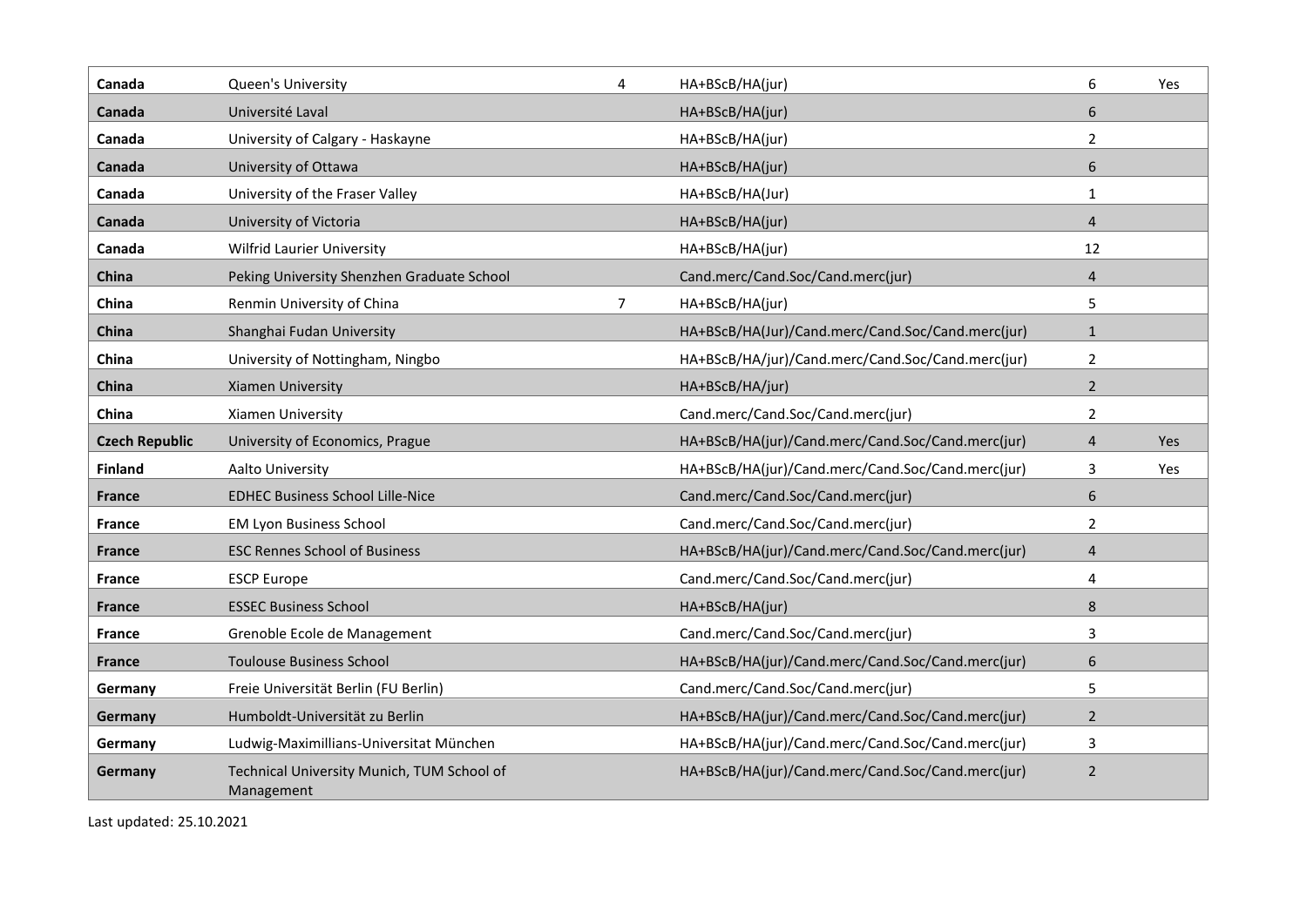| | | | | | |
|---|---|---|---|---|---|
| **Canada** | Queen's University | 4 | HA+BScB/HA(jur) | 6 | Yes |
| **Canada** | Université Laval | | HA+BScB/HA(jur) | 6 | |
| **Canada** | University of Calgary - Haskayne | | HA+BScB/HA(jur) | 2 | |
| **Canada** | University of Ottawa | | HA+BScB/HA(jur) | 6 | |
| **Canada** | University of the Fraser Valley | | HA+BScB/HA(Jur) | 1 | |
| **Canada** | University of Victoria | | HA+BScB/HA(jur) | 4 | |
| **Canada** | Wilfrid Laurier University | | HA+BScB/HA(jur) | 12 | |
| **China** | Peking University Shenzhen Graduate School | | Cand.merc/Cand.Soc/Cand.merc(jur) | 4 | |
| **China** | Renmin University of China | 7 | HA+BScB/HA(jur) | 5 | |
| **China** | Shanghai Fudan University | | HA+BScB/HA(Jur)/Cand.merc/Cand.Soc/Cand.merc(jur) | 1 | |
| **China** | University of Nottingham, Ningbo | | HA+BScB/HA/jur)/Cand.merc/Cand.Soc/Cand.merc(jur) | 2 | |
| **China** | Xiamen University | | HA+BScB/HA/jur) | 2 | |
| **China** | Xiamen University | | Cand.merc/Cand.Soc/Cand.merc(jur) | 2 | |
| **Czech Republic** | University of Economics, Prague | | HA+BScB/HA(jur)/Cand.merc/Cand.Soc/Cand.merc(jur) | 4 | Yes |
| **Finland** | Aalto University | | HA+BScB/HA(jur)/Cand.merc/Cand.Soc/Cand.merc(jur) | 3 | Yes |
| **France** | EDHEC Business School Lille-Nice | | Cand.merc/Cand.Soc/Cand.merc(jur) | 6 | |
| **France** | EM Lyon Business School | | Cand.merc/Cand.Soc/Cand.merc(jur) | 2 | |
| **France** | ESC Rennes School of Business | | HA+BScB/HA(jur)/Cand.merc/Cand.Soc/Cand.merc(jur) | 4 | |
| **France** | ESCP Europe | | Cand.merc/Cand.Soc/Cand.merc(jur) | 4 | |
| **France** | ESSEC Business School | | HA+BScB/HA(jur) | 8 | |
| **France** | Grenoble Ecole de Management | | Cand.merc/Cand.Soc/Cand.merc(jur) | 3 | |
| **France** | Toulouse Business School | | HA+BScB/HA(jur)/Cand.merc/Cand.Soc/Cand.merc(jur) | 6 | |
| **Germany** | Freie Universität Berlin (FU Berlin) | | Cand.merc/Cand.Soc/Cand.merc(jur) | 5 | |
| **Germany** | Humboldt-Universität zu Berlin | | HA+BScB/HA(jur)/Cand.merc/Cand.Soc/Cand.merc(jur) | 2 | |
| **Germany** | Ludwig-Maximillians-Universitat München | | HA+BScB/HA(jur)/Cand.merc/Cand.Soc/Cand.merc(jur) | 3 | |
| **Germany** | Technical University Munich, TUM School of Management | | HA+BScB/HA(jur)/Cand.merc/Cand.Soc/Cand.merc(jur) | 2 | |

Last updated: 25.10.2021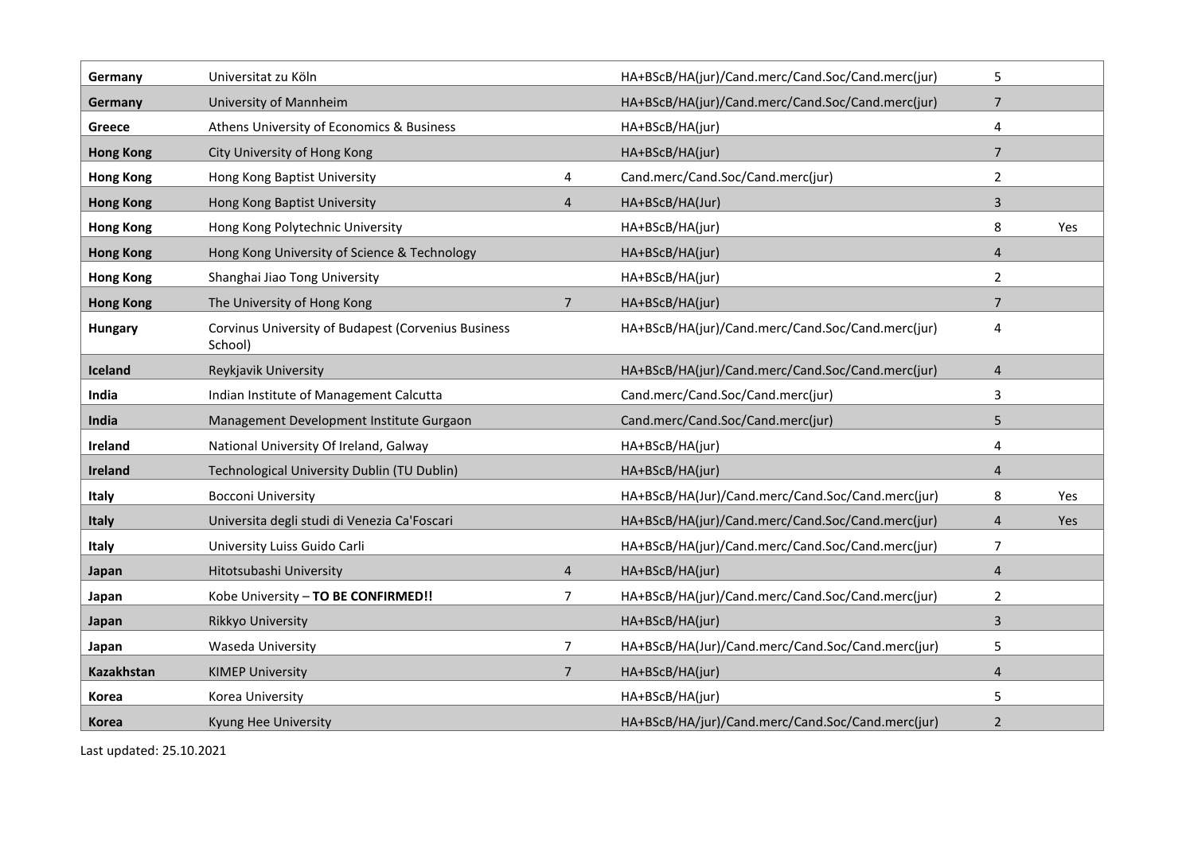| | | | | | |
|---|---|---|---|---|---|
| **Germany** | Universitat zu Köln | | HA+BScB/HA(jur)/Cand.merc/Cand.Soc/Cand.merc(jur) | 5 | |
| **Germany** | University of Mannheim | | HA+BScB/HA(jur)/Cand.merc/Cand.Soc/Cand.merc(jur) | 7 | |
| **Greece** | Athens University of Economics & Business | | HA+BScB/HA(jur) | 4 | |
| **Hong Kong** | City University of Hong Kong | | HA+BScB/HA(jur) | 7 | |
| **Hong Kong** | Hong Kong Baptist University | 4 | Cand.merc/Cand.Soc/Cand.merc(jur) | 2 | |
| **Hong Kong** | Hong Kong Baptist University | 4 | HA+BScB/HA(Jur) | 3 | |
| **Hong Kong** | Hong Kong Polytechnic University | | HA+BScB/HA(jur) | 8 | Yes |
| **Hong Kong** | Hong Kong University of Science & Technology | | HA+BScB/HA(jur) | 4 | |
| **Hong Kong** | Shanghai Jiao Tong University | | HA+BScB/HA(jur) | 2 | |
| **Hong Kong** | The University of Hong Kong | 7 | HA+BScB/HA(jur) | 7 | |
| **Hungary** | Corvinus University of Budapest (Corvenius Business School) | | HA+BScB/HA(jur)/Cand.merc/Cand.Soc/Cand.merc(jur) | 4 | |
| **Iceland** | Reykjavik University | | HA+BScB/HA(jur)/Cand.merc/Cand.Soc/Cand.merc(jur) | 4 | |
| **India** | Indian Institute of Management Calcutta | | Cand.merc/Cand.Soc/Cand.merc(jur) | 3 | |
| **India** | Management Development Institute Gurgaon | | Cand.merc/Cand.Soc/Cand.merc(jur) | 5 | |
| **Ireland** | National University Of Ireland, Galway | | HA+BScB/HA(jur) | 4 | |
| **Ireland** | Technological University Dublin (TU Dublin) | | HA+BScB/HA(jur) | 4 | |
| **Italy** | Bocconi University | | HA+BScB/HA(Jur)/Cand.merc/Cand.Soc/Cand.merc(jur) | 8 | Yes |
| **Italy** | Universita degli studi di Venezia Ca'Foscari | | HA+BScB/HA(jur)/Cand.merc/Cand.Soc/Cand.merc(jur) | 4 | Yes |
| **Italy** | University Luiss Guido Carli | | HA+BScB/HA(jur)/Cand.merc/Cand.Soc/Cand.merc(jur) | 7 | |
| **Japan** | Hitotsubashi University | 4 | HA+BScB/HA(jur) | 4 | |
| **Japan** | Kobe University – **TO BE CONFIRMED!!** | 7 | HA+BScB/HA(jur)/Cand.merc/Cand.Soc/Cand.merc(jur) | 2 | |
| **Japan** | Rikkyo University | | HA+BScB/HA(jur) | 3 | |
| **Japan** | Waseda University | 7 | HA+BScB/HA(Jur)/Cand.merc/Cand.Soc/Cand.merc(jur) | 5 | |
| **Kazakhstan** | KIMEP University | 7 | HA+BScB/HA(jur) | 4 | |
| **Korea** | Korea University | | HA+BScB/HA(jur) | 5 | |
| **Korea** | Kyung Hee University | | HA+BScB/HA/jur)/Cand.merc/Cand.Soc/Cand.merc(jur) | 2 | |

Last updated: 25.10.2021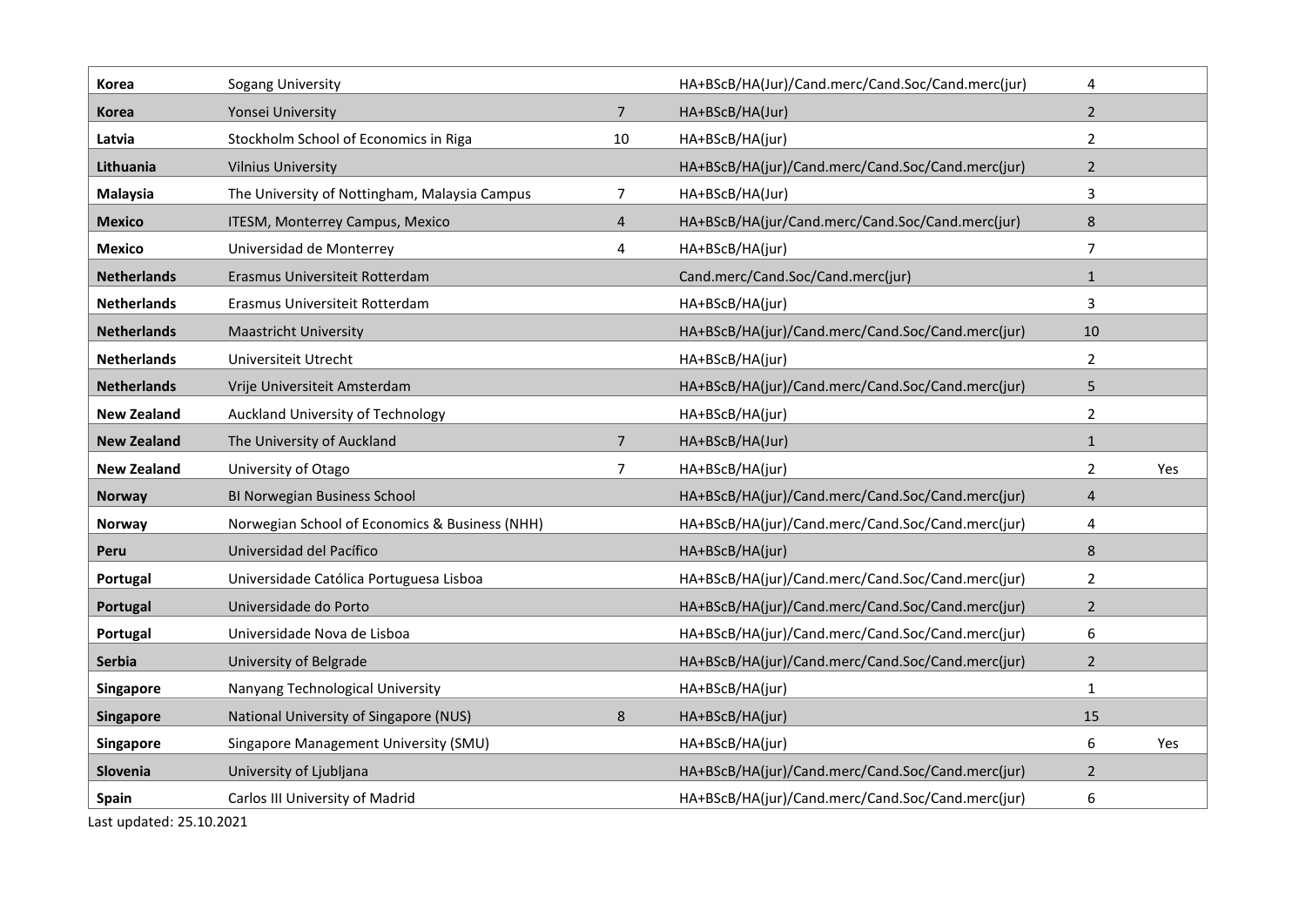| | | | | | |
|---|---|---|---|---|---|
| **Korea** | Sogang University | | HA+BScB/HA(Jur)/Cand.merc/Cand.Soc/Cand.merc(jur) | 4 | |
| **Korea** | Yonsei University | 7 | HA+BScB/HA(Jur) | 2 | |
| **Latvia** | Stockholm School of Economics in Riga | 10 | HA+BScB/HA(jur) | 2 | |
| **Lithuania** | Vilnius University | | HA+BScB/HA(jur)/Cand.merc/Cand.Soc/Cand.merc(jur) | 2 | |
| **Malaysia** | The University of Nottingham, Malaysia Campus | 7 | HA+BScB/HA(Jur) | 3 | |
| **Mexico** | ITESM, Monterrey Campus, Mexico | 4 | HA+BScB/HA(jur/Cand.merc/Cand.Soc/Cand.merc(jur) | 8 | |
| **Mexico** | Universidad de Monterrey | 4 | HA+BScB/HA(jur) | 7 | |
| **Netherlands** | Erasmus Universiteit Rotterdam | | Cand.merc/Cand.Soc/Cand.merc(jur) | 1 | |
| **Netherlands** | Erasmus Universiteit Rotterdam | | HA+BScB/HA(jur) | 3 | |
| **Netherlands** | Maastricht University | | HA+BScB/HA(jur)/Cand.merc/Cand.Soc/Cand.merc(jur) | 10 | |
| **Netherlands** | Universiteit Utrecht | | HA+BScB/HA(jur) | 2 | |
| **Netherlands** | Vrije Universiteit Amsterdam | | HA+BScB/HA(jur)/Cand.merc/Cand.Soc/Cand.merc(jur) | 5 | |
| **New Zealand** | Auckland University of Technology | | HA+BScB/HA(jur) | 2 | |
| **New Zealand** | The University of Auckland | 7 | HA+BScB/HA(Jur) | 1 | |
| **New Zealand** | University of Otago | 7 | HA+BScB/HA(jur) | 2 | Yes |
| **Norway** | BI Norwegian Business School | | HA+BScB/HA(jur)/Cand.merc/Cand.Soc/Cand.merc(jur) | 4 | |
| **Norway** | Norwegian School of Economics & Business (NHH) | | HA+BScB/HA(jur)/Cand.merc/Cand.Soc/Cand.merc(jur) | 4 | |
| **Peru** | Universidad del Pacífico | | HA+BScB/HA(jur) | 8 | |
| **Portugal** | Universidade Católica Portuguesa Lisboa | | HA+BScB/HA(jur)/Cand.merc/Cand.Soc/Cand.merc(jur) | 2 | |
| **Portugal** | Universidade do Porto | | HA+BScB/HA(jur)/Cand.merc/Cand.Soc/Cand.merc(jur) | 2 | |
| **Portugal** | Universidade Nova de Lisboa | | HA+BScB/HA(jur)/Cand.merc/Cand.Soc/Cand.merc(jur) | 6 | |
| **Serbia** | University of Belgrade | | HA+BScB/HA(jur)/Cand.merc/Cand.Soc/Cand.merc(jur) | 2 | |
| **Singapore** | Nanyang Technological University | | HA+BScB/HA(jur) | 1 | |
| **Singapore** | National University of Singapore (NUS) | 8 | HA+BScB/HA(jur) | 15 | |
| **Singapore** | Singapore Management University (SMU) | | HA+BScB/HA(jur) | 6 | Yes |
| **Slovenia** | University of Ljubljana | | HA+BScB/HA(jur)/Cand.merc/Cand.Soc/Cand.merc(jur) | 2 | |
| **Spain** | Carlos III University of Madrid | | HA+BScB/HA(jur)/Cand.merc/Cand.Soc/Cand.merc(jur) | 6 | |

Last updated: 25.10.2021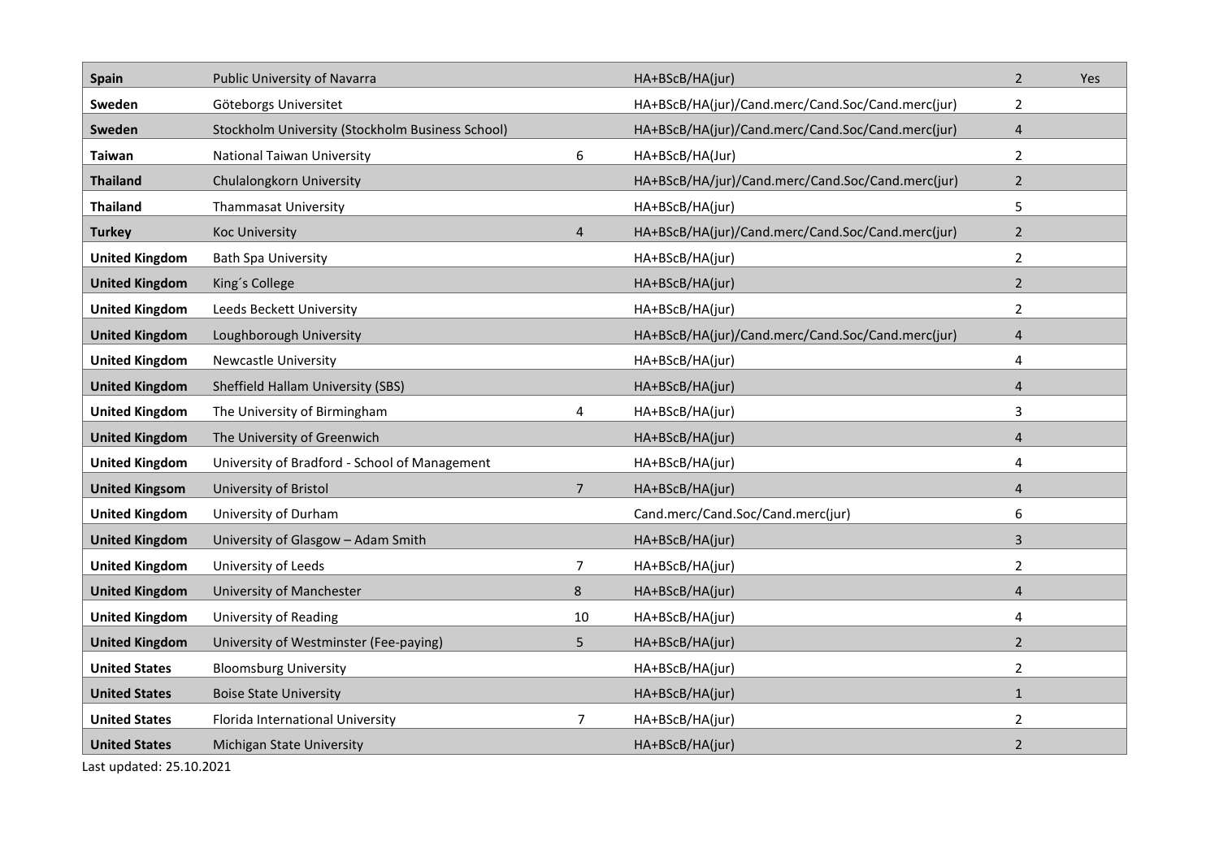| | | | | | |
|---|---|---|---|---|---|
| **Spain** | Public University of Navarra | | HA+BScB/HA(jur) | 2 | Yes |
| **Sweden** | Göteborgs Universitet | | HA+BScB/HA(jur)/Cand.merc/Cand.Soc/Cand.merc(jur) | 2 | |
| **Sweden** | Stockholm University (Stockholm Business School) | | HA+BScB/HA(jur)/Cand.merc/Cand.Soc/Cand.merc(jur) | 4 | |
| **Taiwan** | National Taiwan University | 6 | HA+BScB/HA(Jur) | 2 | |
| **Thailand** | Chulalongkorn University | | HA+BScB/HA/jur)/Cand.merc/Cand.Soc/Cand.merc(jur) | 2 | |
| **Thailand** | Thammasat University | | HA+BScB/HA(jur) | 5 | |
| **Turkey** | Koc University | 4 | HA+BScB/HA(jur)/Cand.merc/Cand.Soc/Cand.merc(jur) | 2 | |
| **United Kingdom** | Bath Spa University | | HA+BScB/HA(jur) | 2 | |
| **United Kingdom** | King´s College | | HA+BScB/HA(jur) | 2 | |
| **United Kingdom** | Leeds Beckett University | | HA+BScB/HA(jur) | 2 | |
| **United Kingdom** | Loughborough University | | HA+BScB/HA(jur)/Cand.merc/Cand.Soc/Cand.merc(jur) | 4 | |
| **United Kingdom** | Newcastle University | | HA+BScB/HA(jur) | 4 | |
| **United Kingdom** | Sheffield Hallam University (SBS) | | HA+BScB/HA(jur) | 4 | |
| **United Kingdom** | The University of Birmingham | 4 | HA+BScB/HA(jur) | 3 | |
| **United Kingdom** | The University of Greenwich | | HA+BScB/HA(jur) | 4 | |
| **United Kingdom** | University of Bradford - School of Management | | HA+BScB/HA(jur) | 4 | |
| **United Kingsom** | University of Bristol | 7 | HA+BScB/HA(jur) | 4 | |
| **United Kingdom** | University of Durham | | Cand.merc/Cand.Soc/Cand.merc(jur) | 6 | |
| **United Kingdom** | University of Glasgow – Adam Smith | | HA+BScB/HA(jur) | 3 | |
| **United Kingdom** | University of Leeds | 7 | HA+BScB/HA(jur) | 2 | |
| **United Kingdom** | University of Manchester | 8 | HA+BScB/HA(jur) | 4 | |
| **United Kingdom** | University of Reading | 10 | HA+BScB/HA(jur) | 4 | |
| **United Kingdom** | University of Westminster (Fee-paying) | 5 | HA+BScB/HA(jur) | 2 | |
| **United States** | Bloomsburg University | | HA+BScB/HA(jur) | 2 | |
| **United States** | Boise State University | | HA+BScB/HA(jur) | 1 | |
| **United States** | Florida International University | 7 | HA+BScB/HA(jur) | 2 | |
| **United States** | Michigan State University | | HA+BScB/HA(jur) | 2 | |

Last updated: 25.10.2021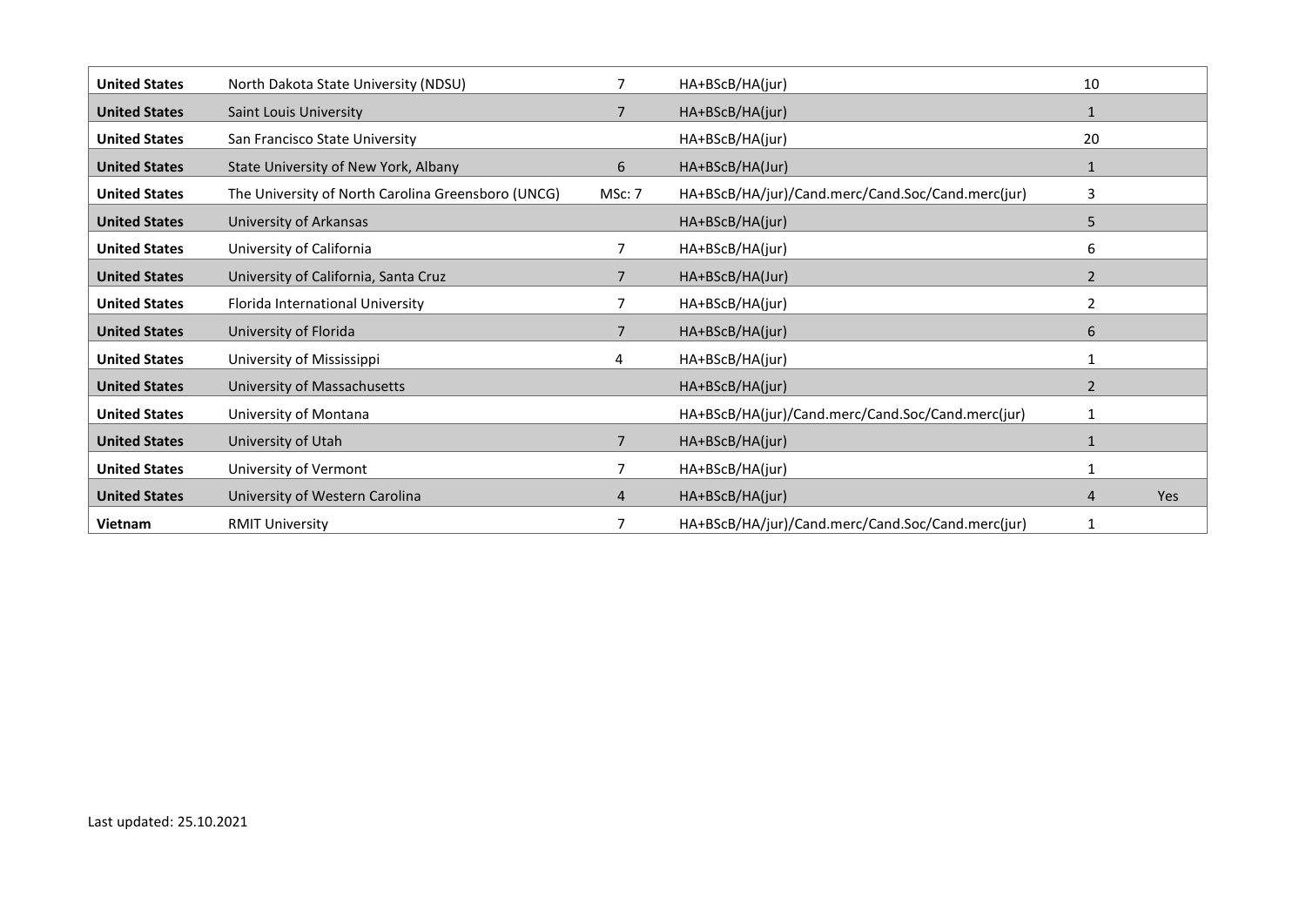| | | | | | |
|---|---|---|---|---|---|
| **United States** | North Dakota State University (NDSU) | 7 | HA+BScB/HA(jur) | 10 | |
| **United States** | Saint Louis University | 7 | HA+BScB/HA(jur) | 1 | |
| **United States** | San Francisco State University | | HA+BScB/HA(jur) | 20 | |
| **United States** | State University of New York, Albany | 6 | HA+BScB/HA(Jur) | 1 | |
| **United States** | The University of North Carolina Greensboro (UNCG) | MSc: 7 | HA+BScB/HA/jur)/Cand.merc/Cand.Soc/Cand.merc(jur) | 3 | |
| **United States** | University of Arkansas | | HA+BScB/HA(jur) | 5 | |
| **United States** | University of California | 7 | HA+BScB/HA(jur) | 6 | |
| **United States** | University of California, Santa Cruz | 7 | HA+BScB/HA(Jur) | 2 | |
| **United States** | Florida International University | 7 | HA+BScB/HA(jur) | 2 | |
| **United States** | University of Florida | 7 | HA+BScB/HA(jur) | 6 | |
| **United States** | University of Mississippi | 4 | HA+BScB/HA(jur) | 1 | |
| **United States** | University of Massachusetts | | HA+BScB/HA(jur) | 2 | |
| **United States** | University of Montana | | HA+BScB/HA(jur)/Cand.merc/Cand.Soc/Cand.merc(jur) | 1 | |
| **United States** | University of Utah | 7 | HA+BScB/HA(jur) | 1 | |
| **United States** | University of Vermont | 7 | HA+BScB/HA(jur) | 1 | |
| **United States** | University of Western Carolina | 4 | HA+BScB/HA(jur) | 4 | Yes |
| **Vietnam** | RMIT University | 7 | HA+BScB/HA/jur)/Cand.merc/Cand.Soc/Cand.merc(jur) | 1 | |

Last updated: 25.10.2021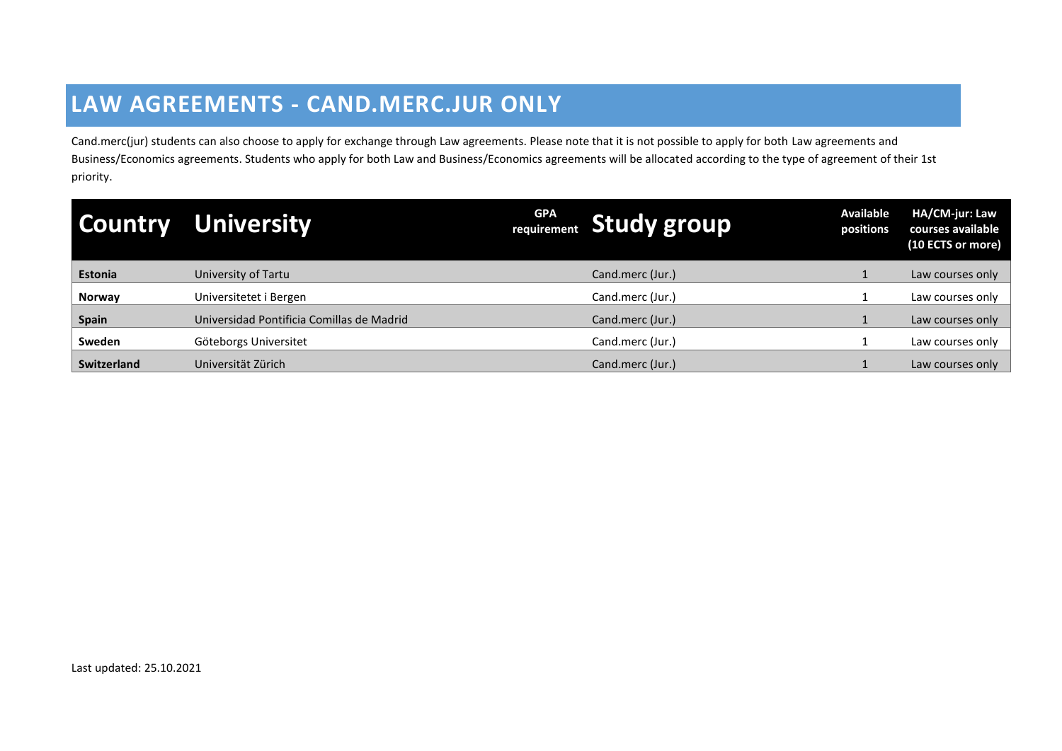# LAW AGREEMENTS - CAND.MERC.JUR ONLY

Cand.merc(jur) students can also choose to apply for exchange through Law agreements. Please note that it is not possible to apply for both Law agreements and Business/Economics agreements. Students who apply for both Law and Business/Economics agreements will be allocated according to the type of agreement of their 1st priority.

| Country | University | GPA requirement | Study group | Available positions | HA/CM-jur: Law courses available (10 ECTS or more) |
|---|---|---|---|---|---|
| **Estonia** | University of Tartu | | Cand.merc (Jur.) | 1 | Law courses only |
| **Norway** | Universitetet i Bergen | | Cand.merc (Jur.) | 1 | Law courses only |
| **Spain** | Universidad Pontificia Comillas de Madrid | | Cand.merc (Jur.) | 1 | Law courses only |
| **Sweden** | Göteborgs Universitet | | Cand.merc (Jur.) | 1 | Law courses only |
| **Switzerland** | Universität Zürich | | Cand.merc (Jur.) | 1 | Law courses only |

Last updated: 25.10.2021